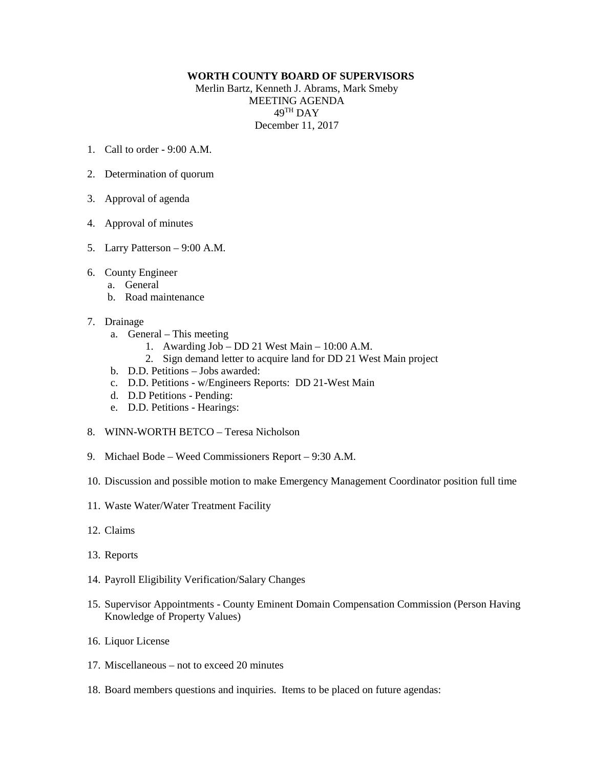**WORTH COUNTY BOARD OF SUPERVISORS**

Merlin Bartz, Kenneth J. Abrams, Mark Smeby
MEETING AGENDA
$49^{TH}$ DAY
December 11, 2017

1. Call to order - 9:00 A.M.

2. Determination of quorum

3. Approval of agenda

4. Approval of minutes

5. Larry Patterson – 9:00 A.M.

6. County Engineer
   a. General
   b. Road maintenance

7. Drainage
   a. General – This meeting
      1. Awarding Job – DD 21 West Main – 10:00 A.M.
      2. Sign demand letter to acquire land for DD 21 West Main project
   b. D.D. Petitions – Jobs awarded:
   c. D.D. Petitions - w/Engineers Reports: DD 21-West Main
   d. D.D Petitions - Pending:
   e. D.D. Petitions - Hearings:

8. WINN-WORTH BETCO – Teresa Nicholson

9. Michael Bode – Weed Commissioners Report – 9:30 A.M.

10. Discussion and possible motion to make Emergency Management Coordinator position full time

11. Waste Water/Water Treatment Facility

12. Claims

13. Reports

14. Payroll Eligibility Verification/Salary Changes

15. Supervisor Appointments - County Eminent Domain Compensation Commission (Person Having Knowledge of Property Values)

16. Liquor License

17. Miscellaneous – not to exceed 20 minutes

18. Board members questions and inquiries. Items to be placed on future agendas: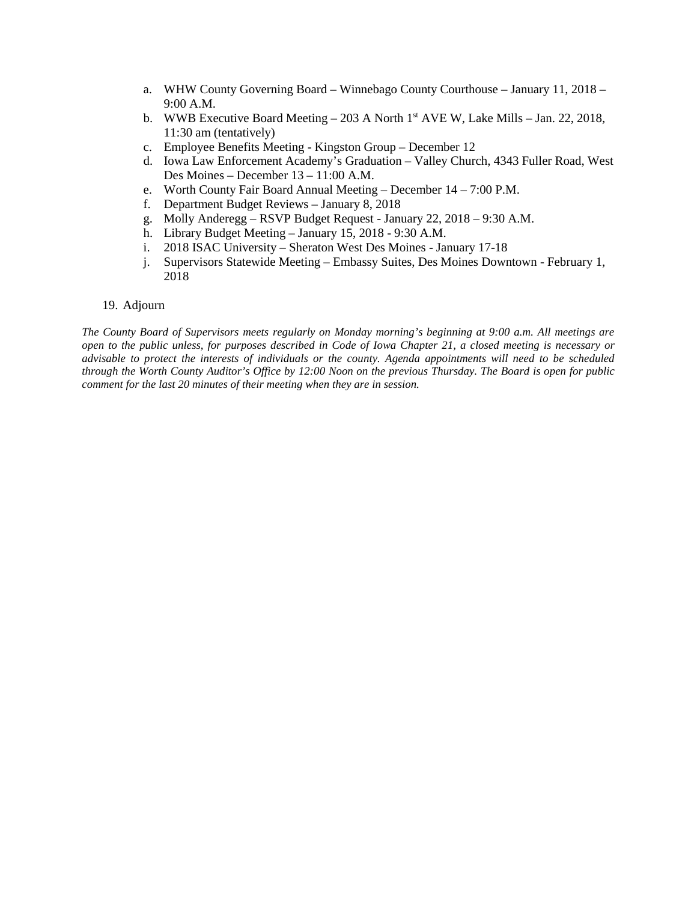a. WHW County Governing Board – Winnebago County Courthouse – January 11, 2018 – 9:00 A.M.
b. WWB Executive Board Meeting – 203 A North 1st AVE W, Lake Mills – Jan. 22, 2018, 11:30 am (tentatively)
c. Employee Benefits Meeting - Kingston Group – December 12
d. Iowa Law Enforcement Academy's Graduation – Valley Church, 4343 Fuller Road, West Des Moines – December 13 – 11:00 A.M.
e. Worth County Fair Board Annual Meeting – December 14 – 7:00 P.M.
f. Department Budget Reviews – January 8, 2018
g. Molly Anderegg – RSVP Budget Request - January 22, 2018 – 9:30 A.M.
h. Library Budget Meeting – January 15, 2018 - 9:30 A.M.
i. 2018 ISAC University – Sheraton West Des Moines - January 17-18
j. Supervisors Statewide Meeting – Embassy Suites, Des Moines Downtown - February 1, 2018

19. Adjourn

*The County Board of Supervisors meets regularly on Monday morning's beginning at 9:00 a.m. All meetings are open to the public unless, for purposes described in Code of Iowa Chapter 21, a closed meeting is necessary or advisable to protect the interests of individuals or the county. Agenda appointments will need to be scheduled through the Worth County Auditor's Office by 12:00 Noon on the previous Thursday. The Board is open for public comment for the last 20 minutes of their meeting when they are in session.*